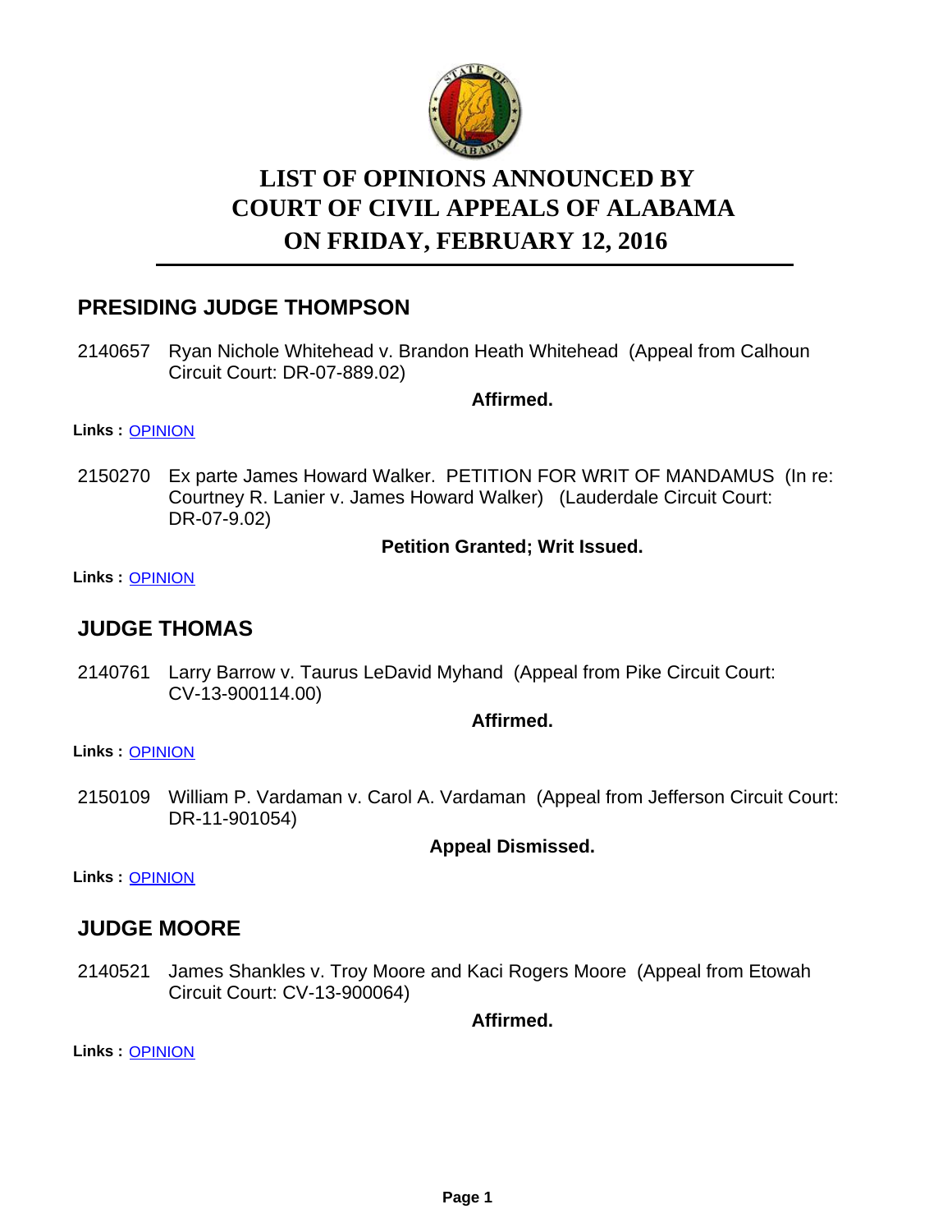# LIST OF OPINIONS ANNOUNCED BY COURT OF CIVIL APPEALS OF ALABAMA ON FRIDAY, FEBRUARY 12, 2016

## PRESIDING JUDGE THOMPSON

2140657 Ryan Nichole Whitehead v. Brandon Heath Whitehead (Appeal from Calhoun Circuit Court: DR-07-889.02)

**Affirmed.**

**Links :** OPINION

2150270 Ex parte James Howard Walker. PETITION FOR WRIT OF MANDAMUS (In re: Courtney R. Lanier v. James Howard Walker) (Lauderdale Circuit Court: DR-07-9.02)

**Petition Granted; Writ Issued.**

**Links :** OPINION

## JUDGE THOMAS

2140761 Larry Barrow v. Taurus LeDavid Myhand (Appeal from Pike Circuit Court: CV-13-900114.00)

**Affirmed.**

**Links :** OPINION

2150109 William P. Vardaman v. Carol A. Vardaman (Appeal from Jefferson Circuit Court: DR-11-901054)

**Appeal Dismissed.**

**Links :** OPINION

## JUDGE MOORE

2140521 James Shankles v. Troy Moore and Kaci Rogers Moore (Appeal from Etowah Circuit Court: CV-13-900064)

**Affirmed.**

**Links :** OPINION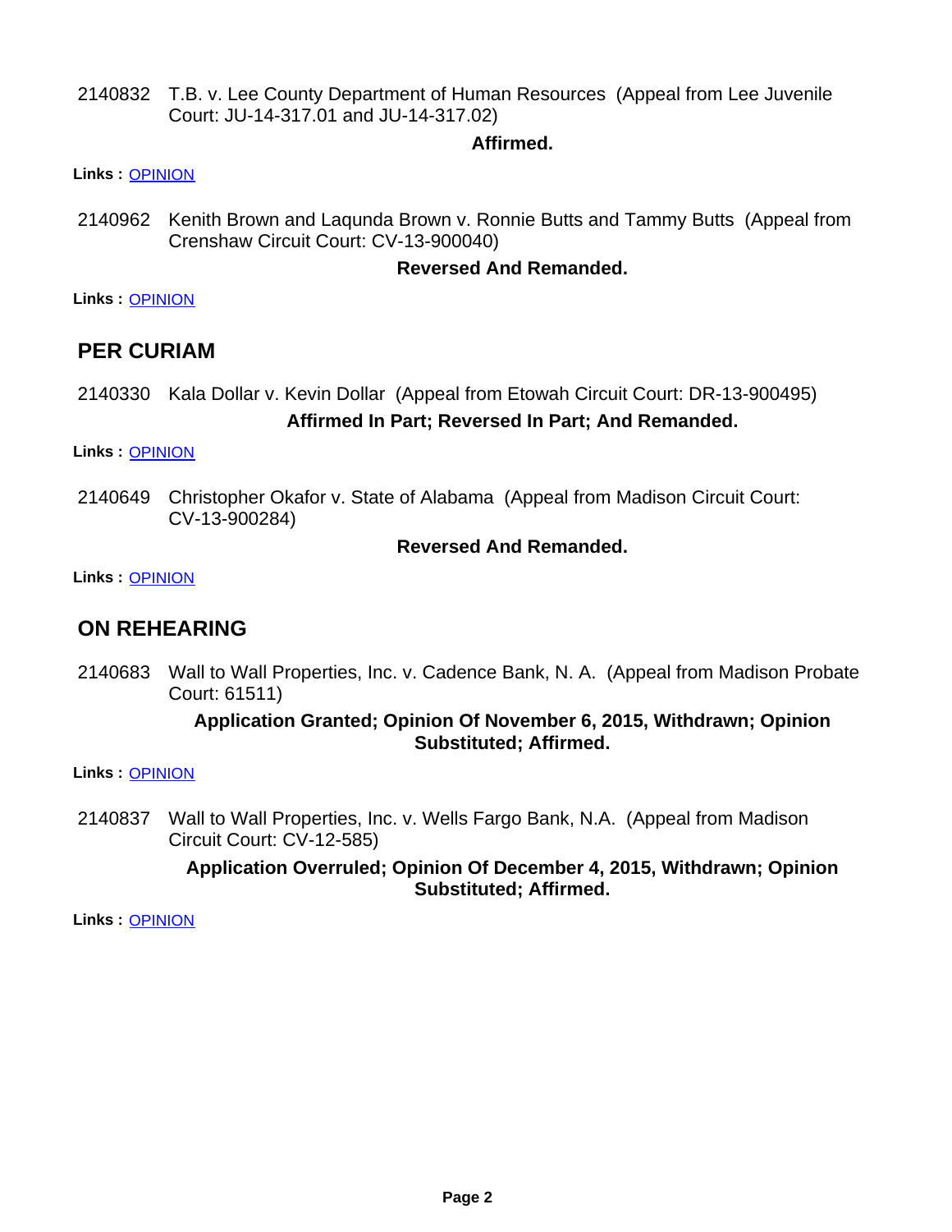2140832 T.B. v. Lee County Department of Human Resources (Appeal from Lee Juvenile Court: JU-14-317.01 and JU-14-317.02)

**Affirmed.**

**Links :** OPINION

2140962 Kenith Brown and Laqunda Brown v. Ronnie Butts and Tammy Butts (Appeal from Crenshaw Circuit Court: CV-13-900040)

**Reversed And Remanded.**

**Links :** OPINION

## PER CURIAM

2140330 Kala Dollar v. Kevin Dollar (Appeal from Etowah Circuit Court: DR-13-900495)

**Affirmed In Part; Reversed In Part; And Remanded.**

**Links :** OPINION

2140649 Christopher Okafor v. State of Alabama (Appeal from Madison Circuit Court: CV-13-900284)

**Reversed And Remanded.**

**Links :** OPINION

## ON REHEARING

2140683 Wall to Wall Properties, Inc. v. Cadence Bank, N. A. (Appeal from Madison Probate Court: 61511)

**Application Granted; Opinion Of November 6, 2015, Withdrawn; Opinion Substituted; Affirmed.**

**Links :** OPINION

2140837 Wall to Wall Properties, Inc. v. Wells Fargo Bank, N.A. (Appeal from Madison Circuit Court: CV-12-585)

**Application Overruled; Opinion Of December 4, 2015, Withdrawn; Opinion Substituted; Affirmed.**

**Links :** OPINION